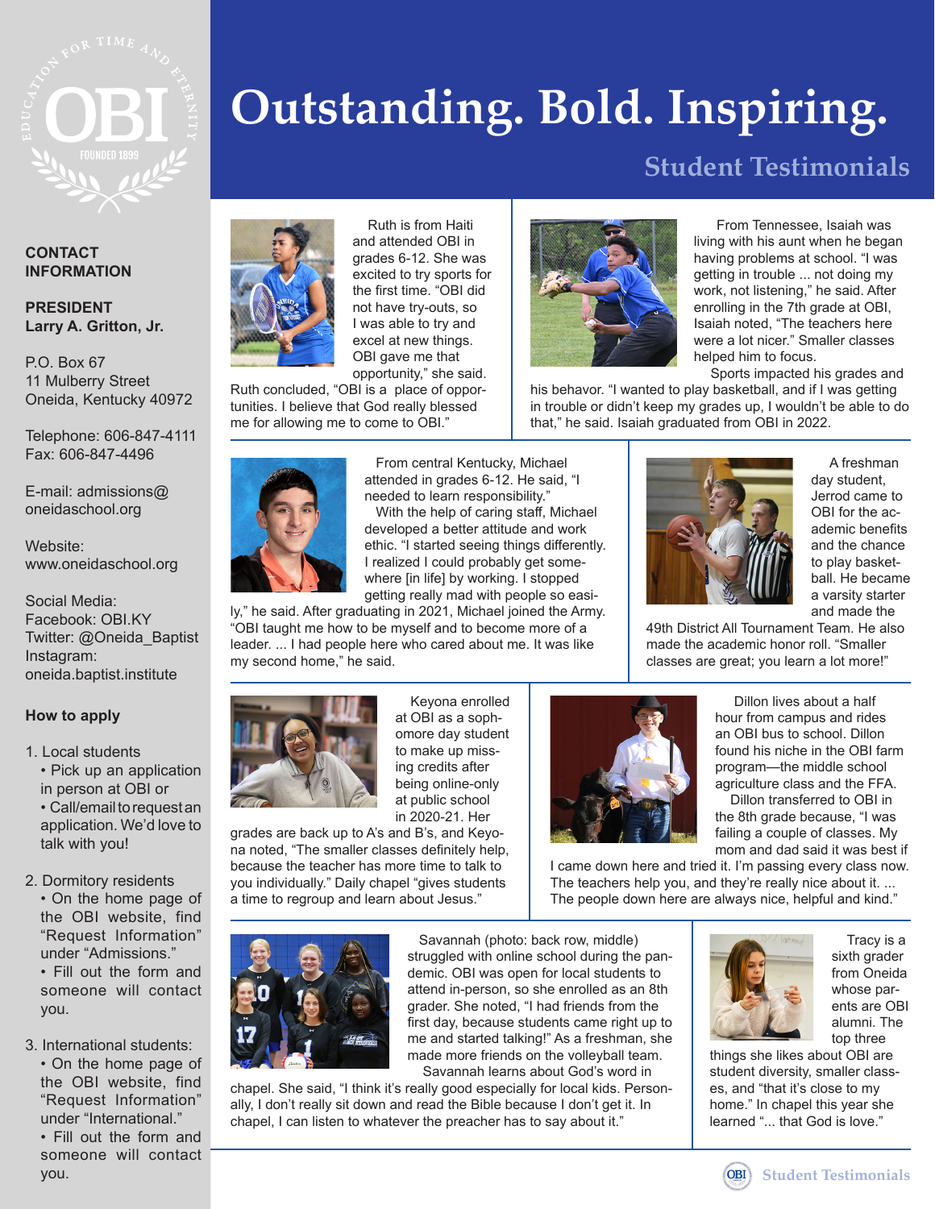# Outstanding. Bold. Inspiring.

## Student Testimonials

**CONTACT INFORMATION**

**PRESIDENT**
**Larry A. Gritton, Jr.**

P.O. Box 67
11 Mulberry Street
Oneida, Kentucky 40972

Telephone: 606-847-4111
Fax: 606-847-4496

E-mail: admissions@oneidaschool.org

Website:
www.oneidaschool.org

Social Media:
Facebook: OBI.KY
Twitter: @Oneida_Baptist
Instagram:
oneida.baptist.institute

### How to apply

1. Local students
   - Pick up an application in person at OBI or
   - Call/email to request an application. We'd love to talk with you!
2. Dormitory residents
   - On the home page of the OBI website, find "Request Information" under "Admissions."
   - Fill out the form and someone will contact you.
3. International students:
   - On the home page of the OBI website, find "Request Information" under "International."
   - Fill out the form and someone will contact you.

---

Ruth is from Haiti and attended OBI in grades 6-12. She was excited to try sports for the first time. "OBI did not have try-outs, so I was able to try and excel at new things. OBI gave me that opportunity," she said. Ruth concluded, "OBI is a place of opportunities. I believe that God really blessed me for allowing me to come to OBI."

From Tennessee, Isaiah was living with his aunt when he began having problems at school. "I was getting in trouble ... not doing my work, not listening," he said. After enrolling in the 7th grade at OBI, Isaiah noted, "The teachers here were a lot nicer." Smaller classes helped him to focus.

Sports impacted his grades and his behavior. "I wanted to play basketball, and if I was getting in trouble or didn't keep my grades up, I wouldn't be able to do that," he said. Isaiah graduated from OBI in 2022.

From central Kentucky, Michael attended in grades 6-12. He said, "I needed to learn responsibility."

With the help of caring staff, Michael developed a better attitude and work ethic. "I started seeing things differently. I realized I could probably get somewhere [in life] by working. I stopped getting really mad with people so easily," he said. After graduating in 2021, Michael joined the Army. "OBI taught me how to be myself and to become more of a leader. ... I had people here who cared about me. It was like my second home," he said.

A freshman day student, Jerrod came to OBI for the academic benefits and the chance to play basketball. He became a varsity starter and made the 49th District All Tournament Team. He also made the academic honor roll. "Smaller classes are great; you learn a lot more!"

Keyona enrolled at OBI as a sophomore day student to make up missing credits after being online-only at public school in 2020-21. Her grades are back up to A's and B's, and Keyona noted, "The smaller classes definitely help, because the teacher has more time to talk to you individually." Daily chapel "gives students a time to regroup and learn about Jesus."

Dillon lives about a half hour from campus and rides an OBI bus to school. Dillon found his niche in the OBI farm program—the middle school agriculture class and the FFA.

Dillon transferred to OBI in the 8th grade because, "I was failing a couple of classes. My mom and dad said it was best if I came down here and tried it. I'm passing every class now. The teachers help you, and they're really nice about it. ... The people down here are always nice, helpful and kind."

Savannah (photo: back row, middle) struggled with online school during the pandemic. OBI was open for local students to attend in-person, so she enrolled as an 8th grader. She noted, "I had friends from the first day, because students came right up to me and started talking!" As a freshman, she made more friends on the volleyball team.

Savannah learns about God's word in chapel. She said, "I think it's really good especially for local kids. Personally, I don't really sit down and read the Bible because I don't get it. In chapel, I can listen to whatever the preacher has to say about it."

Tracy is a sixth grader from Oneida whose parents are OBI alumni. The top three things she likes about OBI are student diversity, smaller classes, and "that it's close to my home." In chapel this year she learned "... that God is love."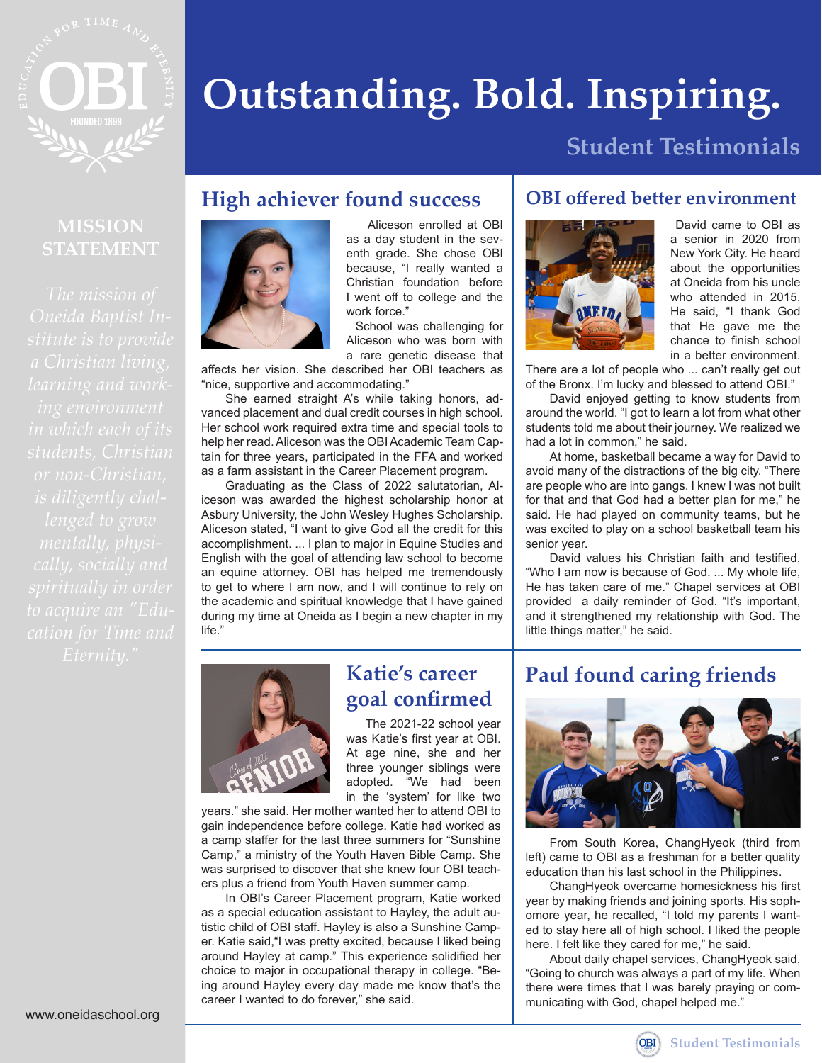# Outstanding. Bold. Inspiring.

## Student Testimonials

### MISSION STATEMENT

*The mission of Oneida Baptist Institute is to provide a Christian living, learning and working environment in which each of its students, Christian or non-Christian, is diligently challenged to grow mentally, physically, socially and spiritually in order to acquire an "Education for Time and Eternity."*

www.oneidaschool.org

## High achiever found success

Aliceson enrolled at OBI as a day student in the seventh grade. She chose OBI because, "I really wanted a Christian foundation before I went off to college and the work force."

School was challenging for Aliceson who was born with a rare genetic disease that affects her vision. She described her OBI teachers as "nice, supportive and accommodating."

She earned straight A's while taking honors, advanced placement and dual credit courses in high school. Her school work required extra time and special tools to help her read. Aliceson was the OBI Academic Team Captain for three years, participated in the FFA and worked as a farm assistant in the Career Placement program.

Graduating as the Class of 2022 salutatorian, Aliceson was awarded the highest scholarship honor at Asbury University, the John Wesley Hughes Scholarship. Aliceson stated, "I want to give God all the credit for this accomplishment. ... I plan to major in Equine Studies and English with the goal of attending law school to become an equine attorney. OBI has helped me tremendously to get to where I am now, and I will continue to rely on the academic and spiritual knowledge that I have gained during my time at Oneida as I begin a new chapter in my life."

## OBI offered better environment

David came to OBI as a senior in 2020 from New York City. He heard about the opportunities at Oneida from his uncle who attended in 2015. He said, "I thank God that He gave me the chance to finish school in a better environment. There are a lot of people who ... can't really get out of the Bronx. I'm lucky and blessed to attend OBI."

David enjoyed getting to know students from around the world. "I got to learn a lot from what other students told me about their journey. We realized we had a lot in common," he said.

At home, basketball became a way for David to avoid many of the distractions of the big city. "There are people who are into gangs. I knew I was not built for that and that God had a better plan for me," he said. He had played on community teams, but he was excited to play on a school basketball team his senior year.

David values his Christian faith and testified, "Who I am now is because of God. ... My whole life, He has taken care of me." Chapel services at OBI provided a daily reminder of God. "It's important, and it strengthened my relationship with God. The little things matter," he said.

## Katie's career goal confirmed

The 2021-22 school year was Katie's first year at OBI. At age nine, she and her three younger siblings were adopted. "We had been in the 'system' for like two years." she said. Her mother wanted her to attend OBI to gain independence before college. Katie had worked as a camp staffer for the last three summers for "Sunshine Camp," a ministry of the Youth Haven Bible Camp. She was surprised to discover that she knew four OBI teachers plus a friend from Youth Haven summer camp.

In OBI's Career Placement program, Katie worked as a special education assistant to Hayley, the adult autistic child of OBI staff. Hayley is also a Sunshine Camper. Katie said,"I was pretty excited, because I liked being around Hayley at camp." This experience solidified her choice to major in occupational therapy in college. "Being around Hayley every day made me know that's the career I wanted to do forever," she said.

## Paul found caring friends

From South Korea, ChangHyeok (third from left) came to OBI as a freshman for a better quality education than his last school in the Philippines.

ChangHyeok overcame homesickness his first year by making friends and joining sports. His sophomore year, he recalled, "I told my parents I wanted to stay here all of high school. I liked the people here. I felt like they cared for me," he said.

About daily chapel services, ChangHyeok said, "Going to church was always a part of my life. When there were times that I was barely praying or communicating with God, chapel helped me."